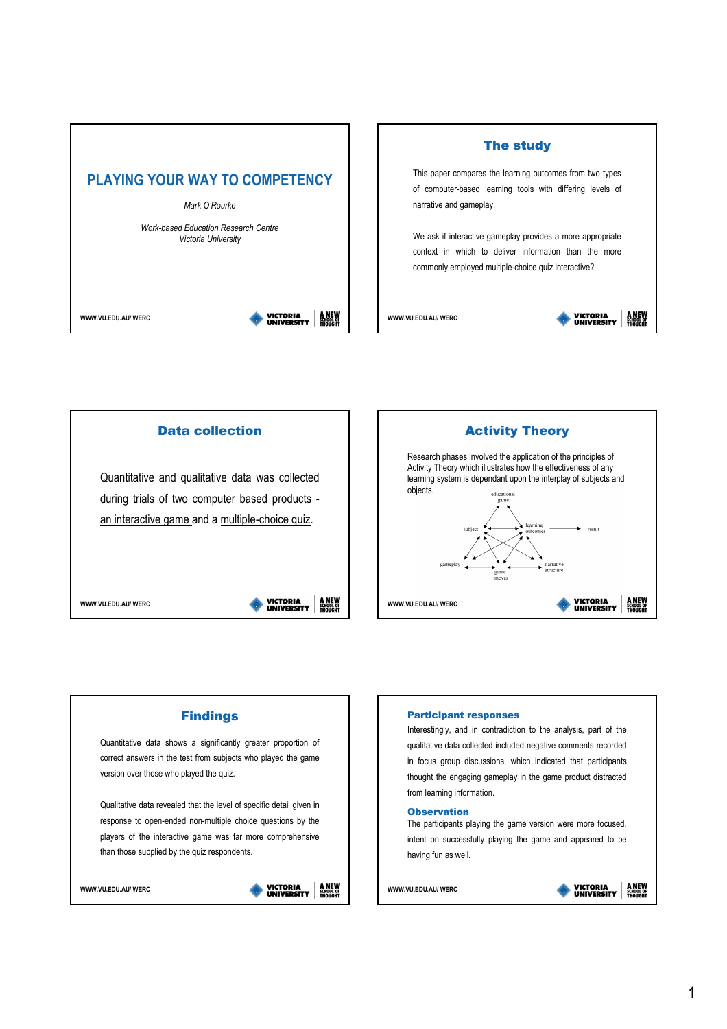# PLAYING YOUR WAY TO COMPETENCY

*Mark O'Rourke*

*Work-based Education Research Centre*
*Victoria University*

WWW.VU.EDU.AU/ WERC

## The study

This paper compares the learning outcomes from two types of computer-based learning tools with differing levels of narrative and gameplay.

We ask if interactive gameplay provides a more appropriate context in which to deliver information than the more commonly employed multiple-choice quiz interactive?

WWW.VU.EDU.AU/ WERC

## Data collection

Quantitative and qualitative data was collected during trials of two computer based products - an interactive game and a multiple-choice quiz.

WWW.VU.EDU.AU/ WERC

## Activity Theory

Research phases involved the application of the principles of Activity Theory which illustrates how the effectiveness of any learning system is dependant upon the interplay of subjects and objects.

educational game
subject
learning outcomes
result
gameplay
game moves
narrative structure

WWW.VU.EDU.AU/ WERC

## Findings

Quantitative data shows a significantly greater proportion of correct answers in the test from subjects who played the game version over those who played the quiz.

Qualitative data revealed that the level of specific detail given in response to open-ended non-multiple choice questions by the players of the interactive game was far more comprehensive than those supplied by the quiz respondents.

WWW.VU.EDU.AU/ WERC

### Participant responses

Interestingly, and in contradiction to the analysis, part of the qualitative data collected included negative comments recorded in focus group discussions, which indicated that participants thought the engaging gameplay in the game product distracted from learning information.

### Observation

The participants playing the game version were more focused, intent on successfully playing the game and appeared to be having fun as well.

WWW.VU.EDU.AU/ WERC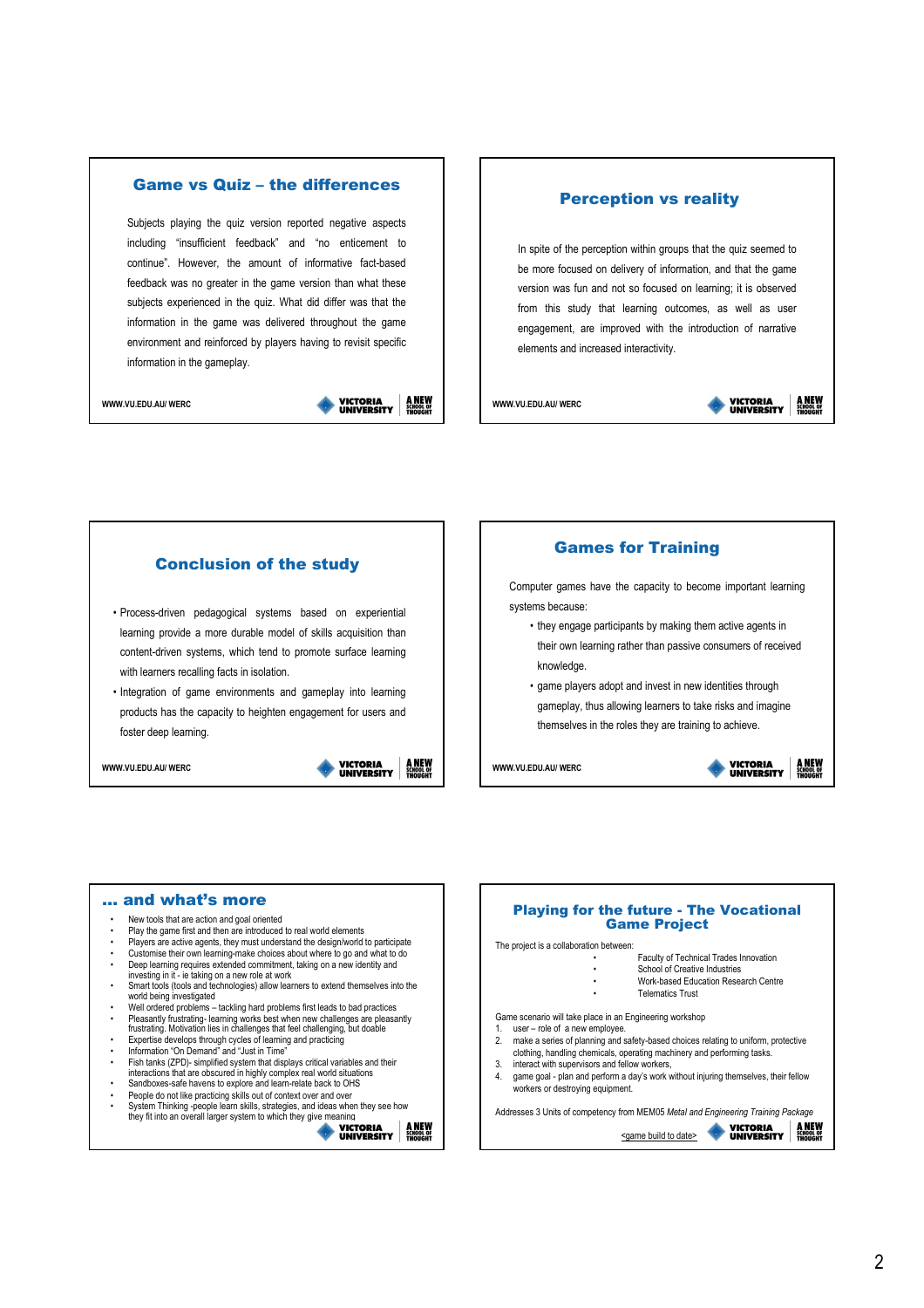## Game vs Quiz – the differences

Subjects playing the quiz version reported negative aspects including "insufficient feedback" and "no enticement to continue". However, the amount of informative fact-based feedback was no greater in the game version than what these subjects experienced in the quiz. What did differ was that the information in the game was delivered throughout the game environment and reinforced by players having to revisit specific information in the gameplay.

WWW.VU.EDU.AU/ WERC

## Perception vs reality

In spite of the perception within groups that the quiz seemed to be more focused on delivery of information, and that the game version was fun and not so focused on learning; it is observed from this study that learning outcomes, as well as user engagement, are improved with the introduction of narrative elements and increased interactivity.

WWW.VU.EDU.AU/ WERC

## Conclusion of the study

- Process-driven pedagogical systems based on experiential learning provide a more durable model of skills acquisition than content-driven systems, which tend to promote surface learning with learners recalling facts in isolation.
- Integration of game environments and gameplay into learning products has the capacity to heighten engagement for users and foster deep learning.

WWW.VU.EDU.AU/ WERC

## Games for Training

Computer games have the capacity to become important learning systems because:

- they engage participants by making them active agents in their own learning rather than passive consumers of received knowledge.
- game players adopt and invest in new identities through gameplay, thus allowing learners to take risks and imagine themselves in the roles they are training to achieve.

WWW.VU.EDU.AU/ WERC

## … and what's more

- New tools that are action and goal oriented
- Play the game first and then are introduced to real world elements
- Players are active agents, they must understand the design/world to participate
- Customise their own learning-make choices about where to go and what to do
- Deep learning requires extended commitment, taking on a new identity and investing in it - ie taking on a new role at work
- Smart tools (tools and technologies) allow learners to extend themselves into the world being investigated
- Well ordered problems – tackling hard problems first leads to bad practices
- Pleasantly frustrating- learning works best when new challenges are pleasantly frustrating. Motivation lies in challenges that feel challenging, but doable
- Expertise develops through cycles of learning and practicing
- Information "On Demand" and "Just in Time"
- Fish tanks (ZPD)- simplified system that displays critical variables and their interactions that are obscured in highly complex real world situations
- Sandboxes-safe havens to explore and learn-relate back to OHS
- People do not like practicing skills out of context over and over
- System Thinking -people learn skills, strategies, and ideas when they see how they fit into an overall larger system to which they give meaning

## Playing for the future - The Vocational Game Project

The project is a collaboration between:

- Faculty of Technical Trades Innovation
- School of Creative Industries
- Work-based Education Research Centre
- Telematics Trust

Game scenario will take place in an Engineering workshop

1. user – role of a new employee.
2. make a series of planning and safety-based choices relating to uniform, protective clothing, handling chemicals, operating machinery and performing tasks.
3. interact with supervisors and fellow workers,
4. game goal - plan and perform a day's work without injuring themselves, their fellow workers or destroying equipment.

Addresses 3 Units of competency from MEM05 *Metal and Engineering Training Package*

<game build to date>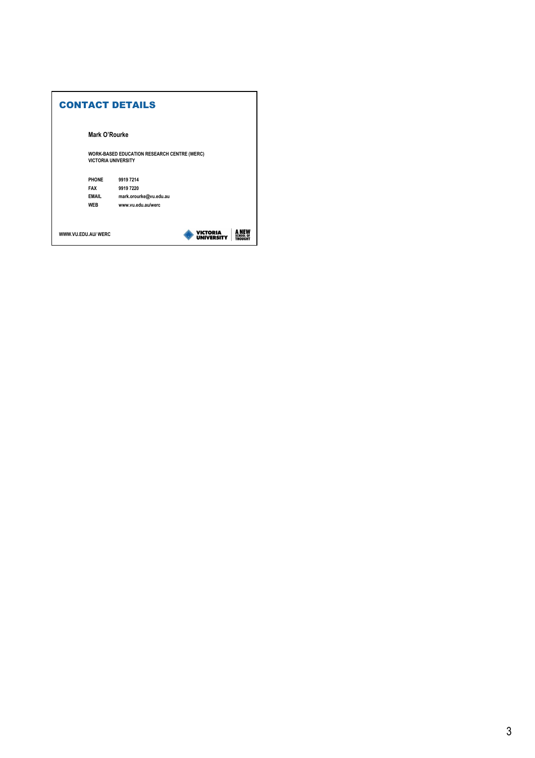## CONTACT DETAILS

**Mark O'Rourke**

**WORK-BASED EDUCATION RESEARCH CENTRE (WERC)**
**VICTORIA UNIVERSITY**

| | |
|---|---|
| **PHONE** | 9919 7214 |
| **FAX** | 9919 7220 |
| **EMAIL** | mark.orourke@vu.edu.au |
| **WEB** | www.vu.edu.au/werc |

WWW.VU.EDU.AU/ WERC

VICTORIA UNIVERSITY

A NEW SCHOOL OF THOUGHT